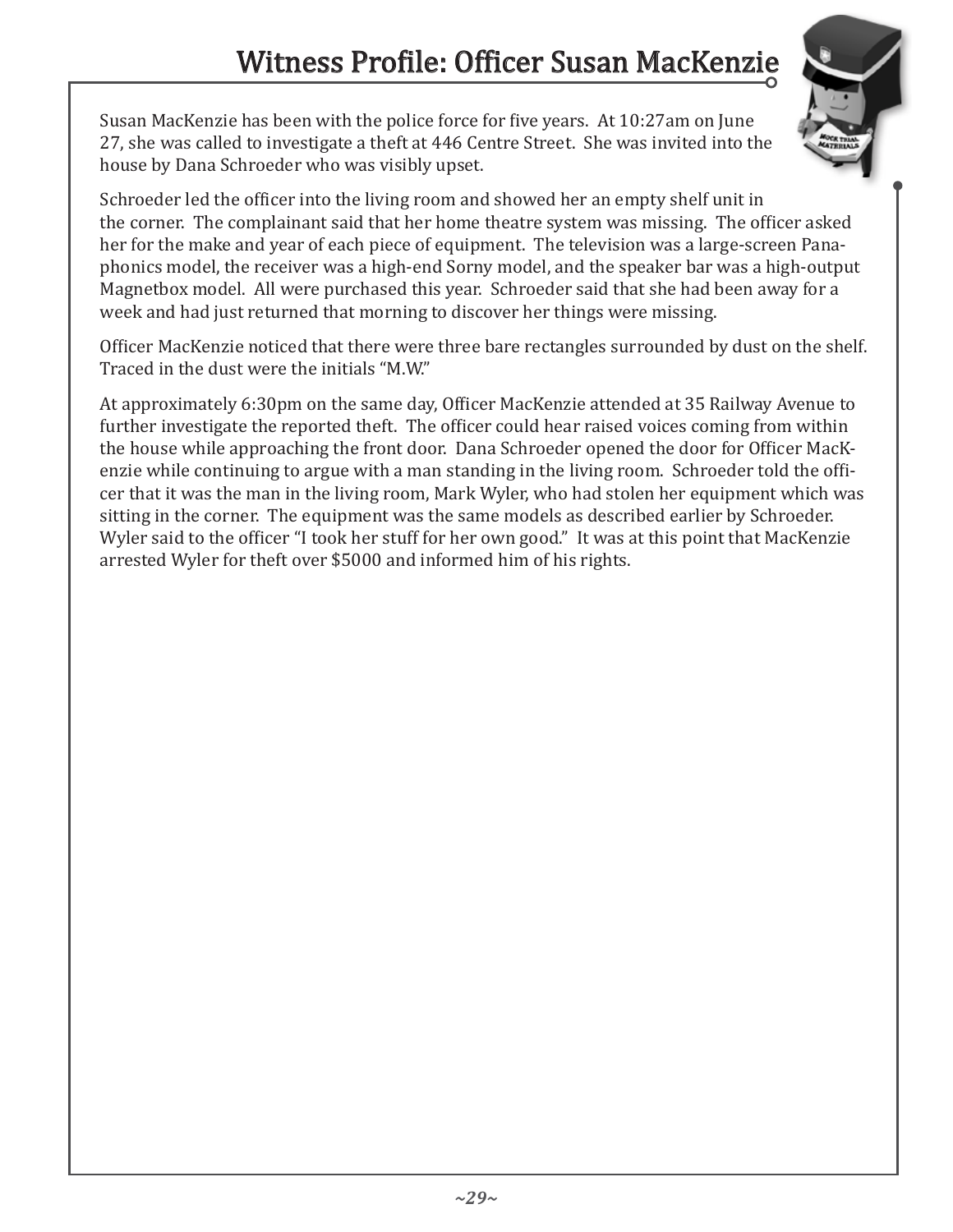# Witness Profile: Officer Susan MacKenzie

Susan MacKenzie has been with the police force for five years. At 10:27am on June 27, she was called to investigate a theft at 446 Centre Street. She was invited into the house by Dana Schroeder who was visibly upset.

Schroeder led the officer into the living room and showed her an empty shelf unit in the corner. The complainant said that her home theatre system was missing. The officer asked her for the make and year of each piece of equipment. The television was a large-screen Panaphonics model, the receiver was a high-end Sorny model, and the speaker bar was a high-output Magnetbox model. All were purchased this year. Schroeder said that she had been away for a week and had just returned that morning to discover her things were missing.

Officer MacKenzie noticed that there were three bare rectangles surrounded by dust on the shelf. Traced in the dust were the initials "M.W."

At approximately 6:30pm on the same day, Officer MacKenzie attended at 35 Railway Avenue to further investigate the reported theft. The officer could hear raised voices coming from within the house while approaching the front door. Dana Schroeder opened the door for Officer MacKenzie while continuing to argue with a man standing in the living room. Schroeder told the officer that it was the man in the living room, Mark Wyler, who had stolen her equipment which was sitting in the corner. The equipment was the same models as described earlier by Schroeder. Wyler said to the officer "I took her stuff for her own good." It was at this point that MacKenzie arrested Wyler for theft over $5000 and informed him of his rights.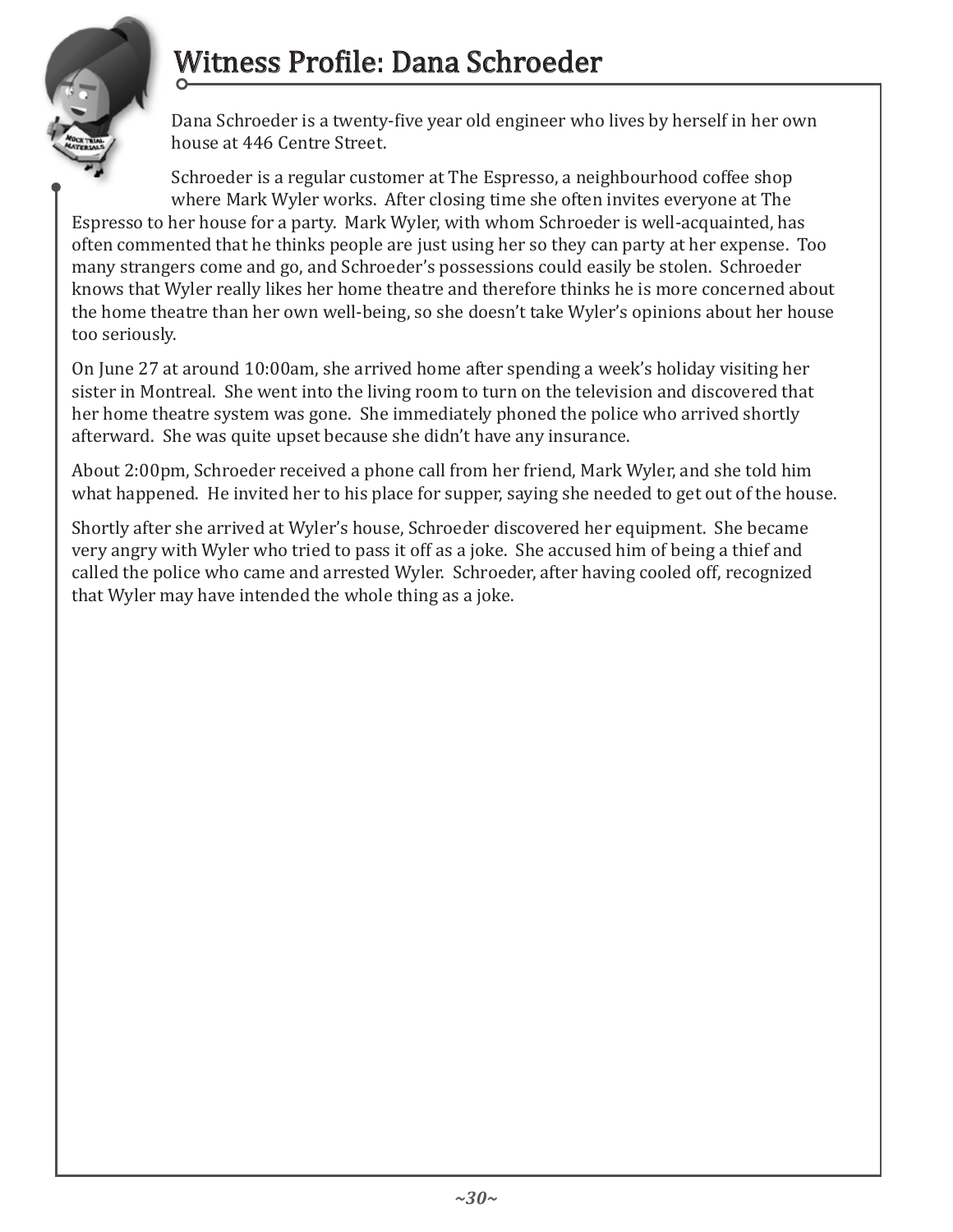# Witness Profile: Dana Schroeder

Dana Schroeder is a twenty-five year old engineer who lives by herself in her own house at 446 Centre Street.

Schroeder is a regular customer at The Espresso, a neighbourhood coffee shop where Mark Wyler works. After closing time she often invites everyone at The Espresso to her house for a party. Mark Wyler, with whom Schroeder is well-acquainted, has often commented that he thinks people are just using her so they can party at her expense. Too many strangers come and go, and Schroeder's possessions could easily be stolen. Schroeder knows that Wyler really likes her home theatre and therefore thinks he is more concerned about the home theatre than her own well-being, so she doesn't take Wyler's opinions about her house too seriously.

On June 27 at around 10:00am, she arrived home after spending a week's holiday visiting her sister in Montreal. She went into the living room to turn on the television and discovered that her home theatre system was gone. She immediately phoned the police who arrived shortly afterward. She was quite upset because she didn't have any insurance.

About 2:00pm, Schroeder received a phone call from her friend, Mark Wyler, and she told him what happened. He invited her to his place for supper, saying she needed to get out of the house.

Shortly after she arrived at Wyler's house, Schroeder discovered her equipment. She became very angry with Wyler who tried to pass it off as a joke. She accused him of being a thief and called the police who came and arrested Wyler. Schroeder, after having cooled off, recognized that Wyler may have intended the whole thing as a joke.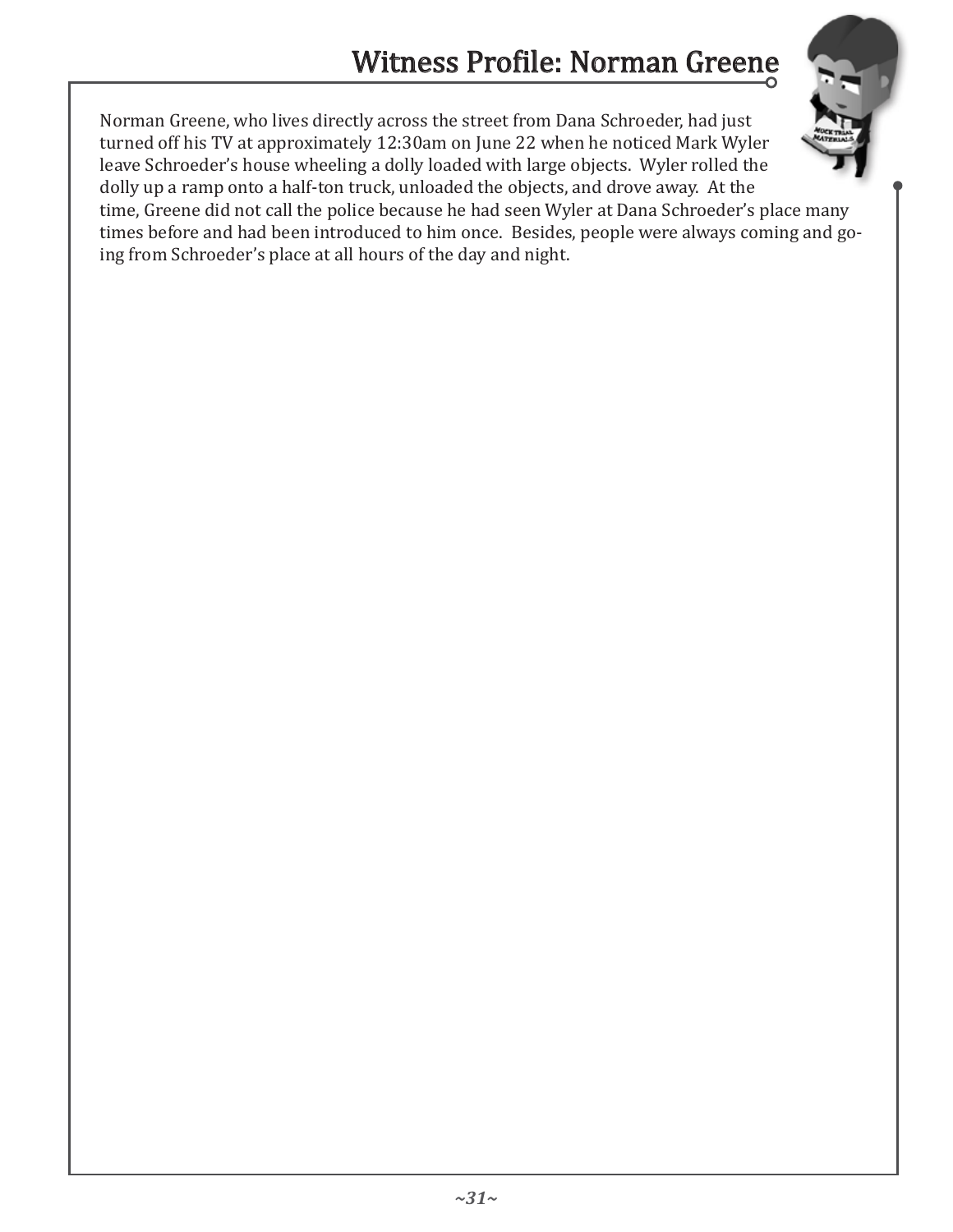# Witness Profile: Norman Greene

Norman Greene, who lives directly across the street from Dana Schroeder, had just turned off his TV at approximately 12:30am on June 22 when he noticed Mark Wyler leave Schroeder's house wheeling a dolly loaded with large objects. Wyler rolled the dolly up a ramp onto a half-ton truck, unloaded the objects, and drove away. At the time, Greene did not call the police because he had seen Wyler at Dana Schroeder's place many times before and had been introduced to him once. Besides, people were always coming and going from Schroeder's place at all hours of the day and night.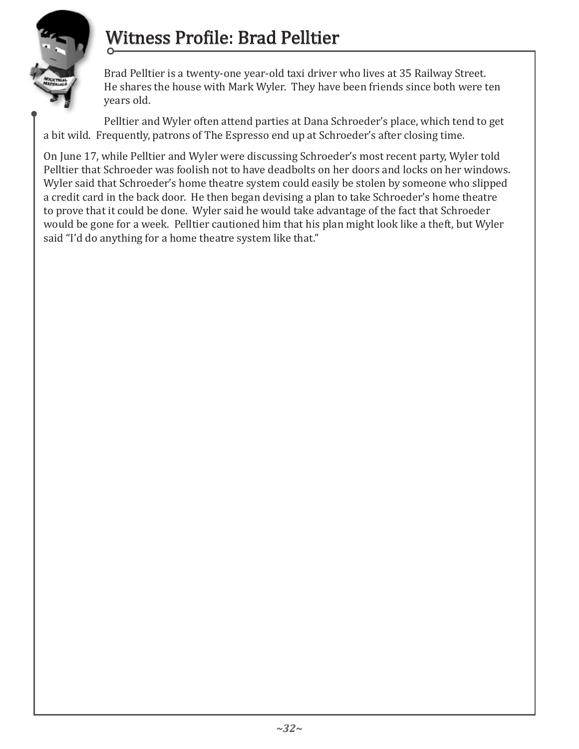# Witness Profile: Brad Pelltier

Brad Pelltier is a twenty-one year-old taxi driver who lives at 35 Railway Street. He shares the house with Mark Wyler. They have been friends since both were ten years old.

Pelltier and Wyler often attend parties at Dana Schroeder's place, which tend to get a bit wild. Frequently, patrons of The Espresso end up at Schroeder's after closing time.

On June 17, while Pelltier and Wyler were discussing Schroeder's most recent party, Wyler told Pelltier that Schroeder was foolish not to have deadbolts on her doors and locks on her windows. Wyler said that Schroeder's home theatre system could easily be stolen by someone who slipped a credit card in the back door. He then began devising a plan to take Schroeder's home theatre to prove that it could be done. Wyler said he would take advantage of the fact that Schroeder would be gone for a week. Pelltier cautioned him that his plan might look like a theft, but Wyler said "I'd do anything for a home theatre system like that."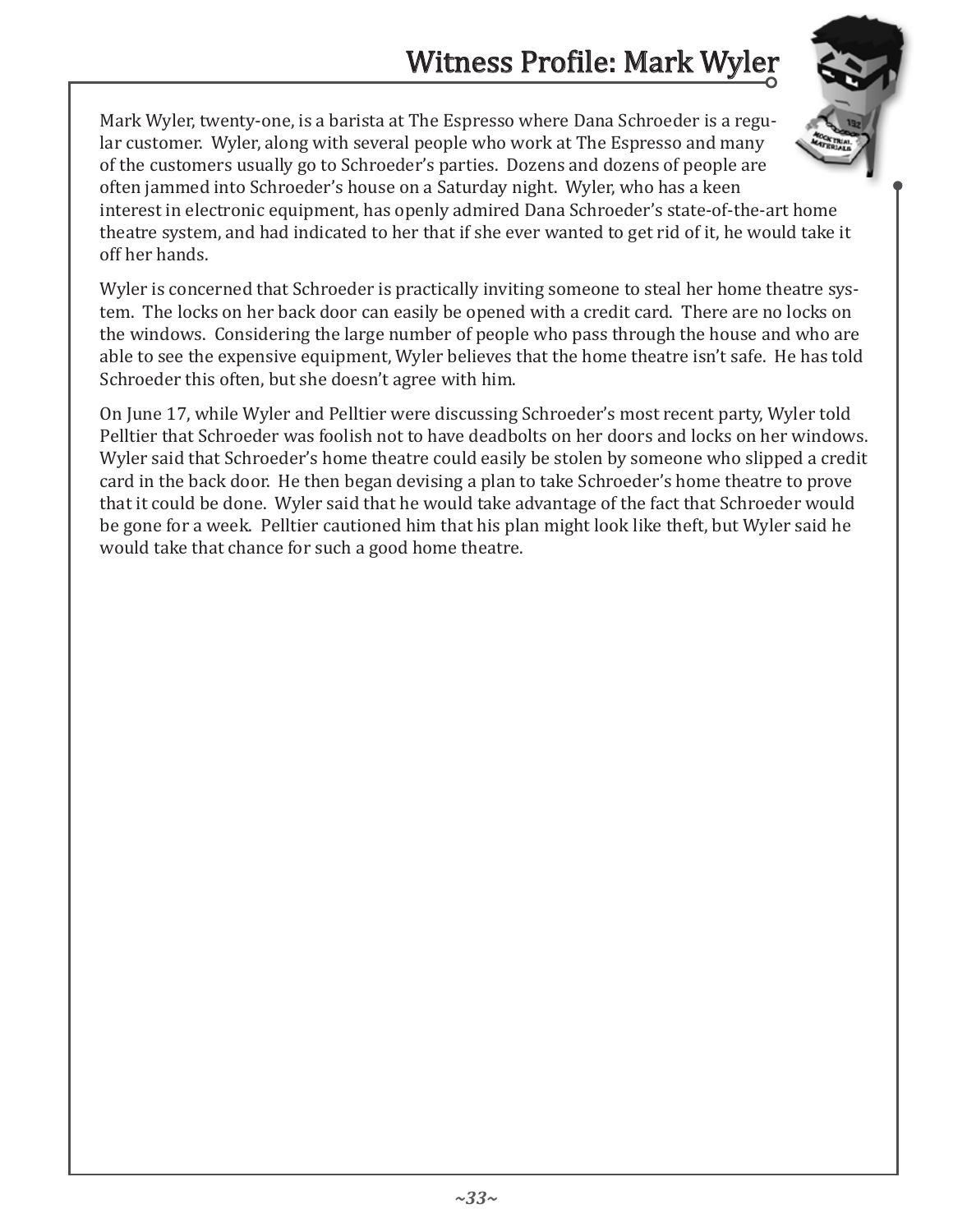# Witness Profile: Mark Wyler

Mark Wyler, twenty-one, is a barista at The Espresso where Dana Schroeder is a regular customer. Wyler, along with several people who work at The Espresso and many of the customers usually go to Schroeder's parties. Dozens and dozens of people are often jammed into Schroeder's house on a Saturday night. Wyler, who has a keen interest in electronic equipment, has openly admired Dana Schroeder's state-of-the-art home theatre system, and had indicated to her that if she ever wanted to get rid of it, he would take it off her hands.

Wyler is concerned that Schroeder is practically inviting someone to steal her home theatre system. The locks on her back door can easily be opened with a credit card. There are no locks on the windows. Considering the large number of people who pass through the house and who are able to see the expensive equipment, Wyler believes that the home theatre isn't safe. He has told Schroeder this often, but she doesn't agree with him.

On June 17, while Wyler and Pelltier were discussing Schroeder's most recent party, Wyler told Pelltier that Schroeder was foolish not to have deadbolts on her doors and locks on her windows. Wyler said that Schroeder's home theatre could easily be stolen by someone who slipped a credit card in the back door. He then began devising a plan to take Schroeder's home theatre to prove that it could be done. Wyler said that he would take advantage of the fact that Schroeder would be gone for a week. Pelltier cautioned him that his plan might look like theft, but Wyler said he would take that chance for such a good home theatre.